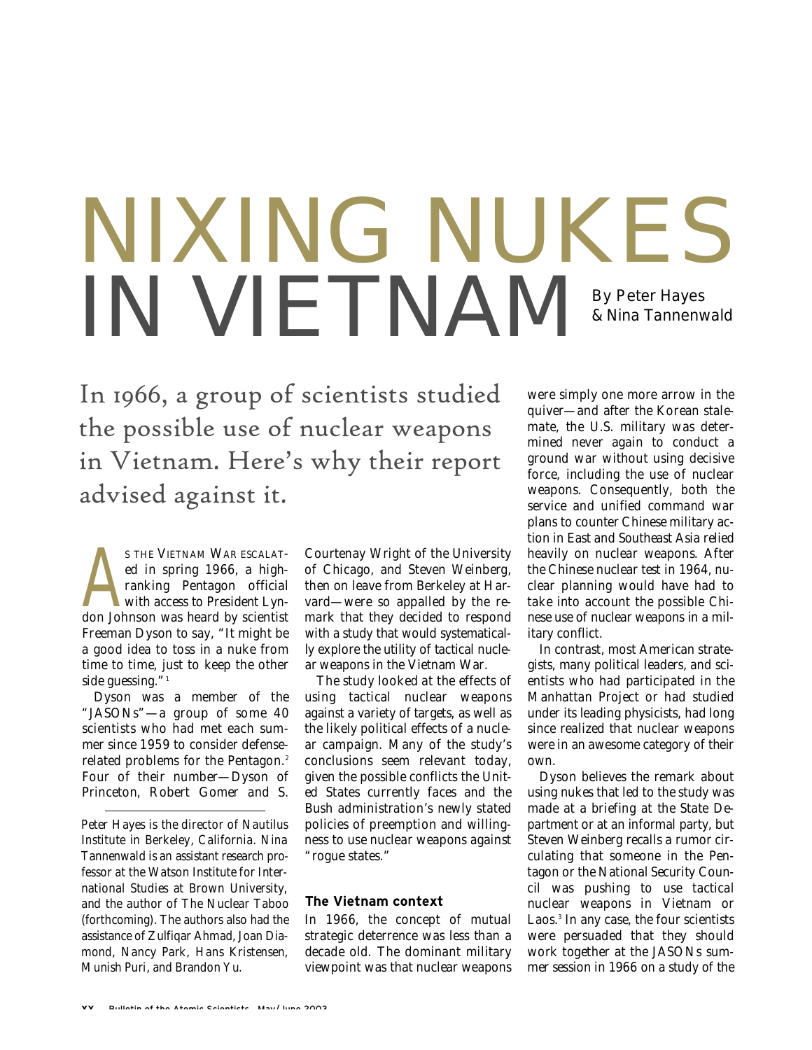# NIXING NUKES IN VIETNAM

By Peter Hayes & Nina Tannenwald

In 1966, a group of scientists studied the possible use of nuclear weapons in Vietnam. Here's why their report advised against it.

As the Vietnam War escalated in spring 1966, a high-ranking Pentagon official with access to President Lyndon Johnson was heard by scientist Freeman Dyson to say, "It might be a good idea to toss in a nuke from time to time, just to keep the other side guessing."[1]

Dyson was a member of the "JASONs"—a group of some 40 scientists who had met each summer since 1959 to consider defense-related problems for the Pentagon.[2] Four of their number—Dyson of Princeton, Robert Gomer and S. Courtenay Wright of the University of Chicago, and Steven Weinberg, then on leave from Berkeley at Harvard—were so appalled by the remark that they decided to respond with a study that would systematically explore the utility of tactical nuclear weapons in the Vietnam War.

The study looked at the effects of using tactical nuclear weapons against a variety of targets, as well as the likely political effects of a nuclear campaign. Many of the study's conclusions seem relevant today, given the possible conflicts the United States currently faces and the Bush administration's newly stated policies of preemption and willingness to use nuclear weapons against "rogue states."

## The Vietnam context

In 1966, the concept of mutual strategic deterrence was less than a decade old. The dominant military viewpoint was that nuclear weapons were simply one more arrow in the quiver—and after the Korean stalemate, the U.S. military was determined never again to conduct a ground war without using decisive force, including the use of nuclear weapons. Consequently, both the service and unified command war plans to counter Chinese military action in East and Southeast Asia relied heavily on nuclear weapons. After the Chinese nuclear test in 1964, nuclear planning would have had to take into account the possible Chinese use of nuclear weapons in a military conflict.

In contrast, most American strategists, many political leaders, and scientists who had participated in the Manhattan Project or had studied under its leading physicists, had long since realized that nuclear weapons were in an awesome category of their own.

Dyson believes the remark about using nukes that led to the study was made at a briefing at the State Department or at an informal party, but Steven Weinberg recalls a rumor circulating that someone in the Pentagon or the National Security Council was pushing to use tactical nuclear weapons in Vietnam or Laos.[3] In any case, the four scientists were persuaded that they should work together at the JASONs summer session in 1966 on a study of the

---

*Peter Hayes is the director of Nautilus Institute in Berkeley, California. Nina Tannenwald is an assistant research professor at the Watson Institute for International Studies at Brown University, and the author of The Nuclear Taboo (forthcoming). The authors also had the assistance of Zulfiqar Ahmad, Joan Diamond, Nancy Park, Hans Kristensen, Munish Puri, and Brandon Yu.*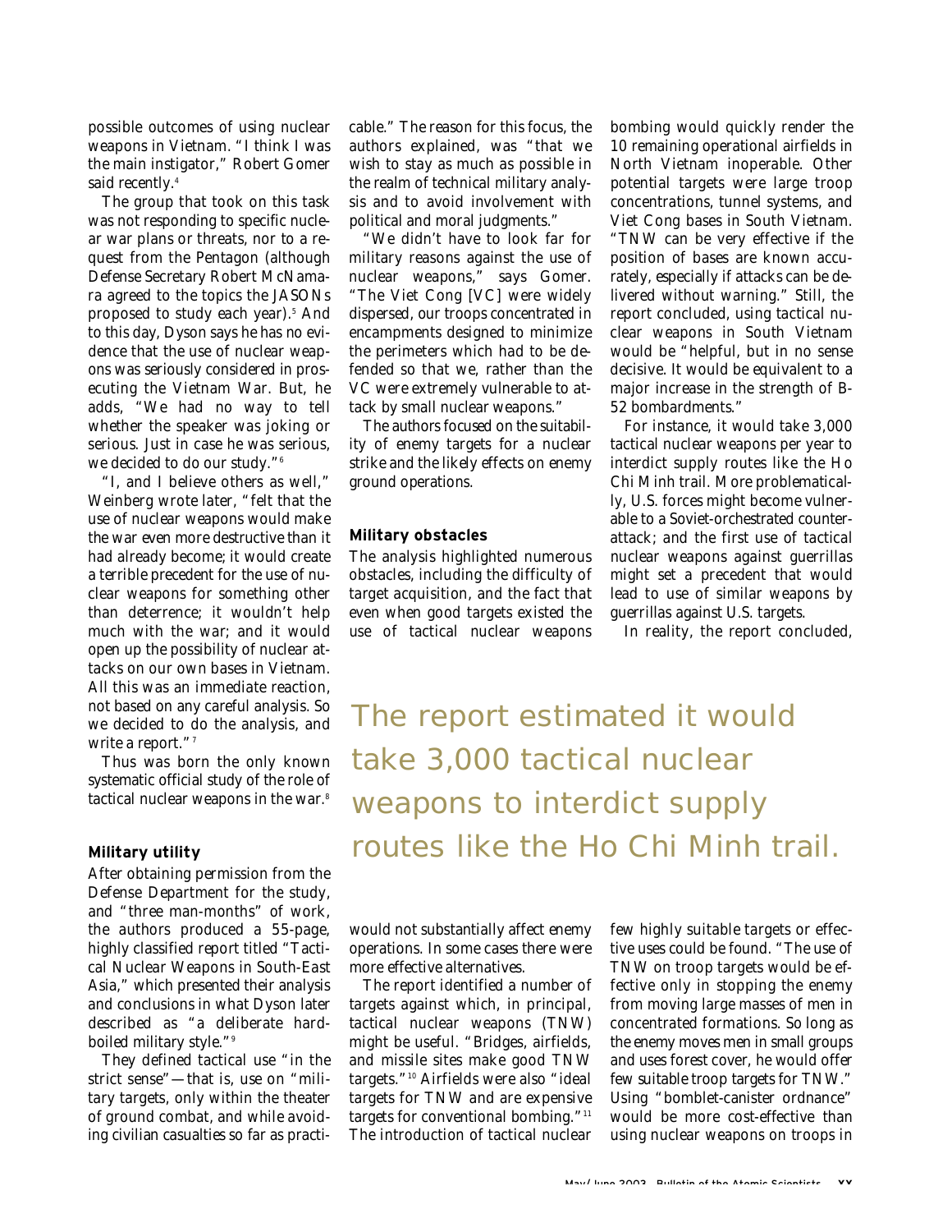possible outcomes of using nuclear weapons in Vietnam. "I think I was the main instigator," Robert Gomer said recently.[4]

The group that took on this task was not responding to specific nuclear war plans or threats, nor to a request from the Pentagon (although Defense Secretary Robert McNamara agreed to the topics the JASONs proposed to study each year).[5] And to this day, Dyson says he has no evidence that the use of nuclear weapons was seriously considered in prosecuting the Vietnam War. But, he adds, "We had no way to tell whether the speaker was joking or serious. Just in case he was serious, we decided to do our study."[6]

"I, and I believe others as well," Weinberg wrote later, "felt that the use of nuclear weapons would make the war even more destructive than it had already become; it would create a terrible precedent for the use of nuclear weapons for something other than deterrence; it wouldn't help much with the war; and it would open up the possibility of nuclear attacks on our own bases in Vietnam. All this was an immediate reaction, not based on any careful analysis. So we decided to do the analysis, and write a report."[7]

Thus was born the only known systematic official study of the role of tactical nuclear weapons in the war.[8]

## Military utility

After obtaining permission from the Defense Department for the study, and "three man-months" of work, the authors produced a 55-page, highly classified report titled "Tactical Nuclear Weapons in South-East Asia," which presented their analysis and conclusions in what Dyson later described as "a deliberate hard-boiled military style."[9]

They defined tactical use "in the strict sense"—that is, use on "military targets, only within the theater of ground combat, and while avoiding civilian casualties so far as practicable." The reason for this focus, the authors explained, was "that we wish to stay as much as possible in the realm of technical military analysis and to avoid involvement with political and moral judgments."

"We didn't have to look far for military reasons against the use of nuclear weapons," says Gomer. "The Viet Cong [VC] were widely dispersed, our troops concentrated in encampments designed to minimize the perimeters which had to be defended so that we, rather than the VC were extremely vulnerable to attack by small nuclear weapons."

The authors focused on the suitability of enemy targets for a nuclear strike and the likely effects on enemy ground operations.

## Military obstacles

The analysis highlighted numerous obstacles, including the difficulty of target acquisition, and the fact that even when good targets existed the use of tactical nuclear weapons would not substantially affect enemy operations. In some cases there were more effective alternatives.

The report identified a number of targets against which, in principal, tactical nuclear weapons (TNW) might be useful. "Bridges, airfields, and missile sites make good TNW targets."[10] Airfields were also "ideal targets for TNW and are expensive targets for conventional bombing."[11] The introduction of tactical nuclear bombing would quickly render the 10 remaining operational airfields in North Vietnam inoperable. Other potential targets were large troop concentrations, tunnel systems, and Viet Cong bases in South Vietnam. "TNW can be very effective if the position of bases are known accurately, especially if attacks can be delivered without warning." Still, the report concluded, using tactical nuclear weapons in South Vietnam would be "helpful, but in no sense decisive. It would be equivalent to a major increase in the strength of B-52 bombardments."

For instance, it would take 3,000 tactical nuclear weapons per year to interdict supply routes like the Ho Chi Minh trail. More problematically, U.S. forces might become vulnerable to a Soviet-orchestrated counterattack; and the first use of tactical nuclear weapons against guerrillas might set a precedent that would lead to use of similar weapons by guerrillas against U.S. targets.

> The report estimated it would take 3,000 tactical nuclear weapons to interdict supply routes like the Ho Chi Minh trail.

In reality, the report concluded, few highly suitable targets or effective uses could be found. "The use of TNW on troop targets would be effective only in stopping the enemy from moving large masses of men in concentrated formations. So long as the enemy moves men in small groups and uses forest cover, he would offer few suitable troop targets for TNW." Using "bomblet-canister ordnance" would be more cost-effective than using nuclear weapons on troops in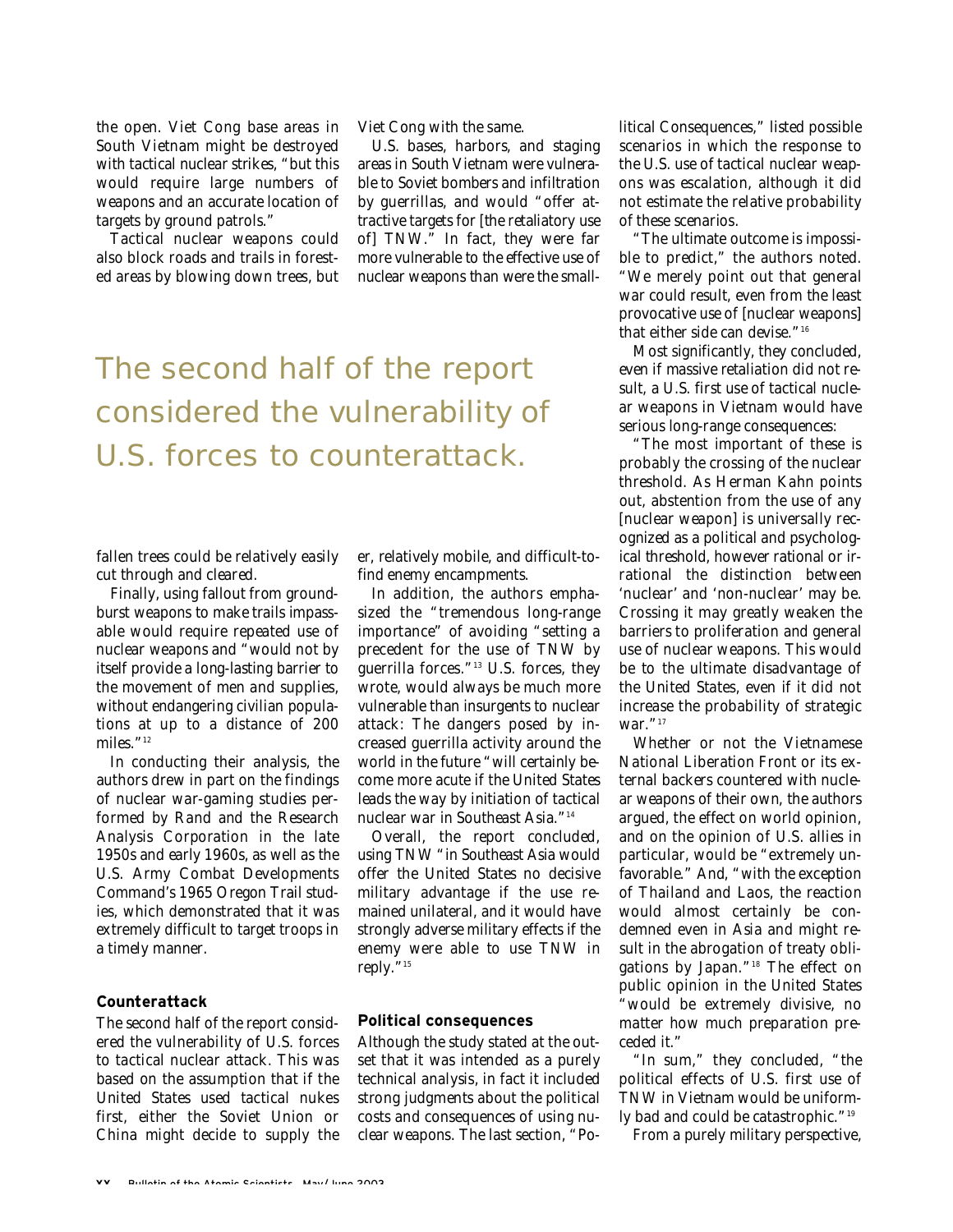the open. Viet Cong base areas in South Vietnam might be destroyed with tactical nuclear strikes, "but this would require large numbers of weapons and an accurate location of targets by ground patrols."

Tactical nuclear weapons could also block roads and trails in forested areas by blowing down trees, but fallen trees could be relatively easily cut through and cleared.

Finally, using fallout from groundburst weapons to make trails impassable would require repeated use of nuclear weapons and "would not by itself provide a long-lasting barrier to the movement of men and supplies, without endangering civilian populations at up to a distance of 200 miles."[12]

In conducting their analysis, the authors drew in part on the findings of nuclear war-gaming studies performed by Rand and the Research Analysis Corporation in the late 1950s and early 1960s, as well as the U.S. Army Combat Developments Command's 1965 Oregon Trail studies, which demonstrated that it was extremely difficult to target troops in a timely manner.

### Counterattack

The second half of the report considered the vulnerability of U.S. forces to tactical nuclear attack. This was based on the assumption that if the United States used tactical nukes first, either the Soviet Union or China might decide to supply the Viet Cong with the same.

U.S. bases, harbors, and staging areas in South Vietnam were vulnerable to Soviet bombers and infiltration by guerrillas, and would "offer attractive targets for [the retaliatory use of] TNW." In fact, they were far more vulnerable to the effective use of nuclear weapons than were the smaller, relatively mobile, and difficult-to-find enemy encampments.

In addition, the authors emphasized the "tremendous long-range importance" of avoiding "setting a precedent for the use of TNW by guerrilla forces."[13] U.S. forces, they wrote, would always be much more vulnerable than insurgents to nuclear attack: The dangers posed by increased guerrilla activity around the world in the future "will certainly become more acute if the United States leads the way by initiation of tactical nuclear war in Southeast Asia."[14]

Overall, the report concluded, using TNW "in Southeast Asia would offer the United States no decisive military advantage if the use remained unilateral, and it would have strongly adverse military effects if the enemy were able to use TNW in reply."[15]

### Political consequences

Although the study stated at the outset that it was intended as a purely technical analysis, in fact it included strong judgments about the political costs and consequences of using nuclear weapons. The last section, "Political Consequences," listed possible scenarios in which the response to the U.S. use of tactical nuclear weapons was escalation, although it did not estimate the relative probability of these scenarios.

"The ultimate outcome is impossible to predict," the authors noted. "We merely point out that general war could result, even from the least provocative use of [nuclear weapons] that either side can devise."[16]

Most significantly, they concluded, even if massive retaliation did not result, a U.S. first use of tactical nuclear weapons in Vietnam would have serious long-range consequences:

"The most important of these is probably the crossing of the nuclear threshold. As Herman Kahn points out, abstention from the use of any [nuclear weapon] is universally recognized as a political and psychological threshold, however rational or irrational the distinction between 'nuclear' and 'non-nuclear' may be. Crossing it may greatly weaken the barriers to proliferation and general use of nuclear weapons. This would be to the ultimate disadvantage of the United States, even if it did not increase the probability of strategic war."[17]

Whether or not the Vietnamese National Liberation Front or its external backers countered with nuclear weapons of their own, the authors argued, the effect on world opinion, and on the opinion of U.S. allies in particular, would be "extremely unfavorable." And, "with the exception of Thailand and Laos, the reaction would almost certainly be condemned even in Asia and might result in the abrogation of treaty obligations by Japan."[18] The effect on public opinion in the United States "would be extremely divisive, no matter how much preparation preceded it."

"In sum," they concluded, "the political effects of U.S. first use of TNW in Vietnam would be uniformly bad and could be catastrophic."[19]

From a purely military perspective,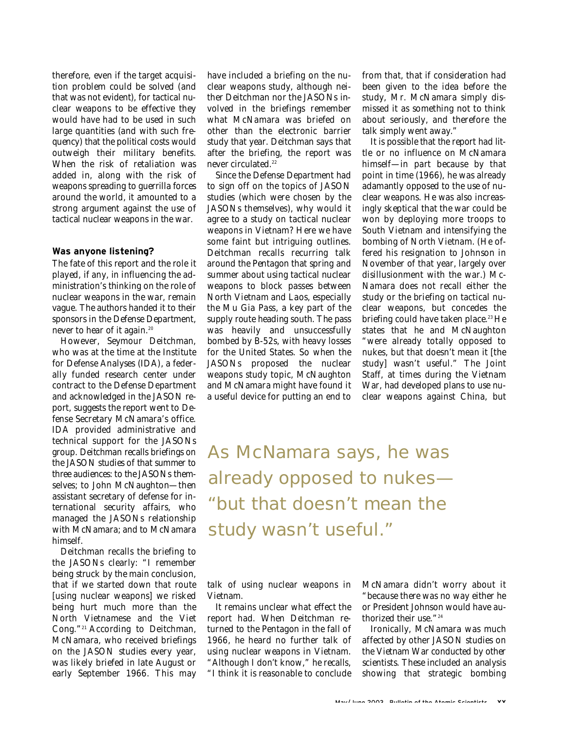therefore, even if the target acquisition problem could be solved (and that was not evident), for tactical nuclear weapons to be effective they would have had to be used in such large quantities (and with such frequency) that the political costs would outweigh their military benefits. When the risk of retaliation was added in, along with the risk of weapons spreading to guerrilla forces around the world, it amounted to a strong argument against the use of tactical nuclear weapons in the war.

### Was anyone listening?

The fate of this report and the role it played, if any, in influencing the administration's thinking on the role of nuclear weapons in the war, remain vague. The authors handed it to their sponsors in the Defense Department, never to hear of it again.[20]

However, Seymour Deitchman, who was at the time at the Institute for Defense Analyses (IDA), a federally funded research center under contract to the Defense Department and acknowledged in the JASON report, suggests the report went to Defense Secretary McNamara's office. IDA provided administrative and technical support for the JASONs group. Deitchman recalls briefings on the JASON studies of that summer to three audiences: to the JASONs themselves; to John McNaughton—then assistant secretary of defense for international security affairs, who managed the JASONs relationship with McNamara; and to McNamara himself.

Deitchman recalls the briefing to the JASONs clearly: "I remember being struck by the main conclusion, that if we started down that route [using nuclear weapons] we risked being hurt much more than the North Vietnamese and the Viet Cong."[21] According to Deitchman, McNamara, who received briefings on the JASON studies every year, was likely briefed in late August or early September 1966. This may have included a briefing on the nuclear weapons study, although neither Deitchman nor the JASONs involved in the briefings remember what McNamara was briefed on other than the electronic barrier study that year. Deitchman says that after the briefing, the report was never circulated.[22]

Since the Defense Department had to sign off on the topics of JASON studies (which were chosen by the JASONs themselves), why would it agree to a study on tactical nuclear weapons in Vietnam? Here we have some faint but intriguing outlines. Deitchman recalls recurring talk around the Pentagon that spring and summer about using tactical nuclear weapons to block passes between North Vietnam and Laos, especially the Mu Gia Pass, a key part of the supply route heading south. The pass was heavily and unsuccessfully bombed by B-52s, with heavy losses for the United States. So when the JASONs proposed the nuclear weapons study topic, McNaughton and McNamara might have found it a useful device for putting an end to talk of using nuclear weapons in Vietnam.

It remains unclear what effect the report had. When Deitchman returned to the Pentagon in the fall of 1966, he heard no further talk of using nuclear weapons in Vietnam. "Although I don't know," he recalls, "I think it is reasonable to conclude from that, that if consideration had been given to the idea before the study, Mr. McNamara simply dismissed it as something not to think about seriously, and therefore the talk simply went away."

It is possible that the report had little or no influence on McNamara himself—in part because by that point in time (1966), he was already adamantly opposed to the use of nuclear weapons. He was also increasingly skeptical that the war could be won by deploying more troops to South Vietnam and intensifying the bombing of North Vietnam. (He offered his resignation to Johnson in November of that year, largely over disillusionment with the war.) McNamara does not recall either the study or the briefing on tactical nuclear weapons, but concedes the briefing could have taken place.[23] He states that he and McNaughton "were already totally opposed to nukes, but that doesn't mean it [the study] wasn't useful." The Joint Staff, at times during the Vietnam War, had developed plans to use nuclear weapons against China, but McNamara didn't worry about it "because there was no way either he or President Johnson would have authorized their use."[24]

> As McNamara says, he was already opposed to nukes—"but that doesn't mean the study wasn't useful."

Ironically, McNamara was much affected by other JASON studies on the Vietnam War conducted by other scientists. These included an analysis showing that strategic bombing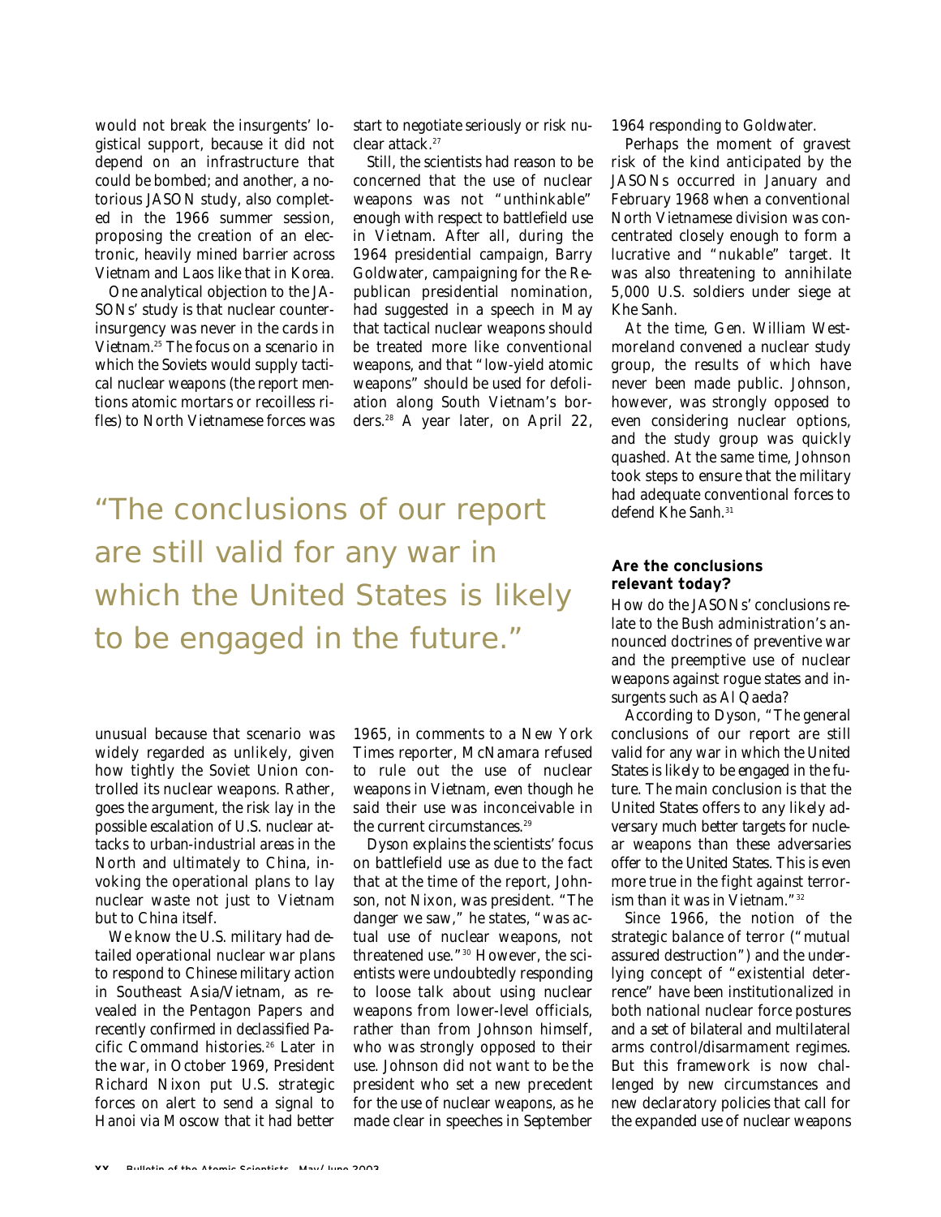would not break the insurgents' logistical support, because it did not depend on an infrastructure that could be bombed; and another, a notorious JASON study, also completed in the 1966 summer session, proposing the creation of an electronic, heavily mined barrier across Vietnam and Laos like that in Korea.

One analytical objection to the JASONs' study is that nuclear counterinsurgency was never in the cards in Vietnam.[25] The focus on a scenario in which the Soviets would supply tactical nuclear weapons (the report mentions atomic mortars or recoilless rifles) to North Vietnamese forces was unusual because that scenario was widely regarded as unlikely, given how tightly the Soviet Union controlled its nuclear weapons. Rather, goes the argument, the risk lay in the possible escalation of U.S. nuclear attacks to urban-industrial areas in the North and ultimately to China, invoking the operational plans to lay nuclear waste not just to Vietnam but to China itself.

We know the U.S. military had detailed operational nuclear war plans to respond to Chinese military action in Southeast Asia/Vietnam, as revealed in the Pentagon Papers and recently confirmed in declassified Pacific Command histories.[26] Later in the war, in October 1969, President Richard Nixon put U.S. strategic forces on alert to send a signal to Hanoi via Moscow that it had better start to negotiate seriously or risk nuclear attack.[27]

Still, the scientists had reason to be concerned that the use of nuclear weapons was not "unthinkable" enough with respect to battlefield use in Vietnam. After all, during the 1964 presidential campaign, Barry Goldwater, campaigning for the Republican presidential nomination, had suggested in a speech in May that tactical nuclear weapons should be treated more like conventional weapons, and that "low-yield atomic weapons" should be used for defoliation along South Vietnam's borders.[28] A year later, on April 22, 1965, in comments to a *New York Times* reporter, McNamara refused to rule out the use of nuclear weapons in Vietnam, even though he said their use was inconceivable in the current circumstances.[29]

Dyson explains the scientists' focus on battlefield use as due to the fact that at the time of the report, Johnson, not Nixon, was president. "The danger we saw," he states, "was actual use of nuclear weapons, not threatened use."[30] However, the scientists were undoubtedly responding to loose talk about using nuclear weapons from lower-level officials, rather than from Johnson himself, who was strongly opposed to their use. Johnson did not want to be the president who set a new precedent for the use of nuclear weapons, as he made clear in speeches in September 1964 responding to Goldwater.

Perhaps the moment of gravest risk of the kind anticipated by the JASONs occurred in January and February 1968 when a conventional North Vietnamese division was concentrated closely enough to form a lucrative and "nukable" target. It was also threatening to annihilate 5,000 U.S. soldiers under siege at Khe Sanh.

At the time, Gen. William Westmoreland convened a nuclear study group, the results of which have never been made public. Johnson, however, was strongly opposed to even considering nuclear options, and the study group was quickly quashed. At the same time, Johnson took steps to ensure that the military had adequate conventional forces to defend Khe Sanh.[31]

> "The conclusions of our report are still valid for any war in which the United States is likely to be engaged in the future."

### Are the conclusions relevant today?

How do the JASONs' conclusions relate to the Bush administration's announced doctrines of preventive war and the preemptive use of nuclear weapons against rogue states and insurgents such as Al Qaeda?

According to Dyson, "The general conclusions of our report are still valid for any war in which the United States is likely to be engaged in the future. The main conclusion is that the United States offers to any likely adversary much better targets for nuclear weapons than these adversaries offer to the United States. This is even more true in the fight against terrorism than it was in Vietnam."[32]

Since 1966, the notion of the strategic balance of terror ("mutual assured destruction") and the underlying concept of "existential deterrence" have been institutionalized in both national nuclear force postures and a set of bilateral and multilateral arms control/disarmament regimes. But this framework is now challenged by new circumstances and new declaratory policies that call for the expanded use of nuclear weapons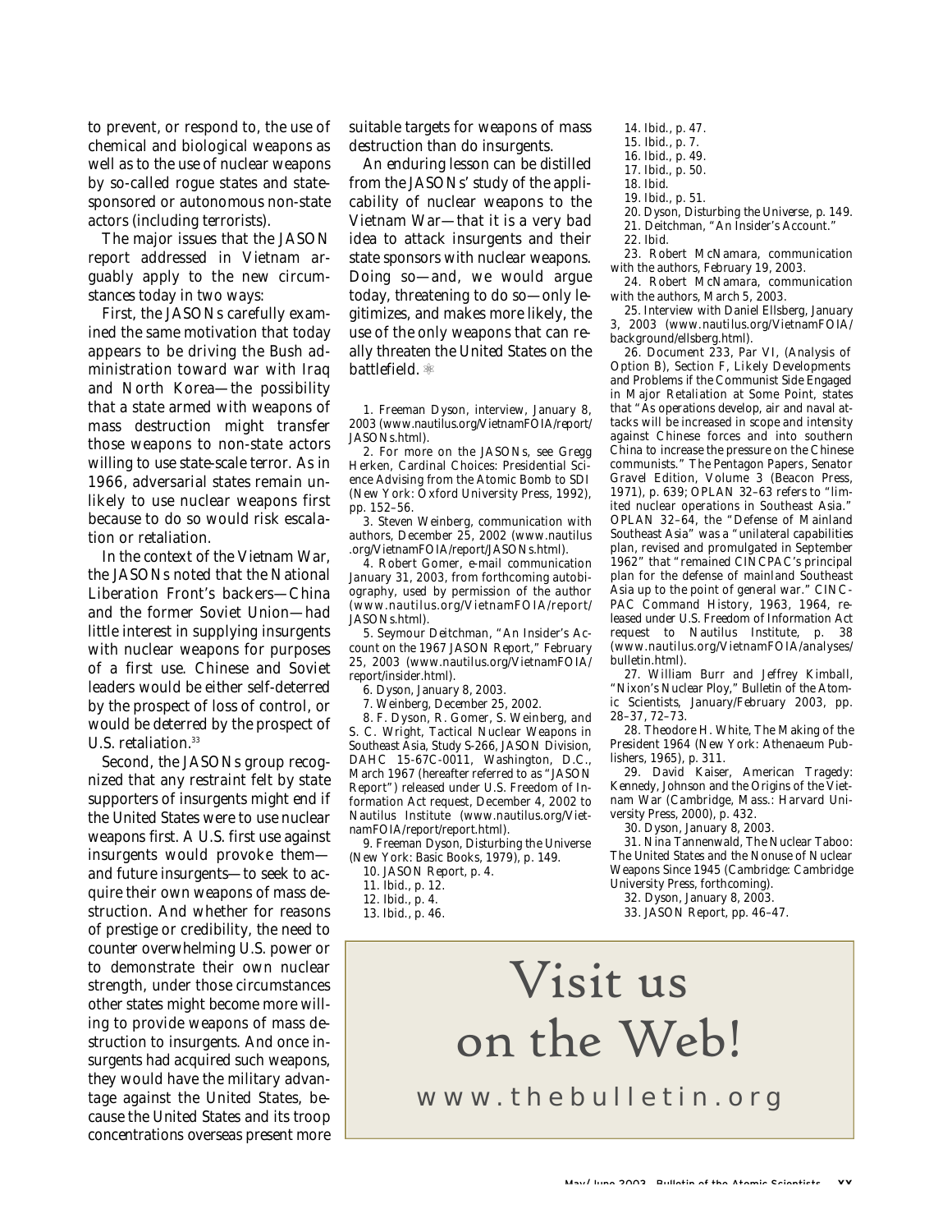to prevent, or respond to, the use of chemical and biological weapons as well as to the use of nuclear weapons by so-called rogue states and state-sponsored or autonomous non-state actors (including terrorists).

The major issues that the JASON report addressed in Vietnam arguably apply to the new circumstances today in two ways:

First, the JASONs carefully examined the same motivation that today appears to be driving the Bush administration toward war with Iraq and North Korea—the possibility that a state armed with weapons of mass destruction might transfer those weapons to non-state actors willing to use state-scale terror. As in 1966, adversarial states remain unlikely to use nuclear weapons first because to do so would risk escalation or retaliation.

In the context of the Vietnam War, the JASONs noted that the National Liberation Front's backers—China and the former Soviet Union—had little interest in supplying insurgents with nuclear weapons for purposes of a first use. Chinese and Soviet leaders would be either self-deterred by the prospect of loss of control, or would be deterred by the prospect of U.S. retaliation.[33]

Second, the JASONs group recognized that any restraint felt by state supporters of insurgents might end if the United States were to use nuclear weapons first. A U.S. first use against insurgents would provoke them—and future insurgents—to seek to acquire their own weapons of mass destruction. And whether for reasons of prestige or credibility, the need to counter overwhelming U.S. power or to demonstrate their own nuclear strength, under those circumstances other states might become more willing to provide weapons of mass destruction to insurgents. And once insurgents had acquired such weapons, they would have the military advantage against the United States, because the United States and its troop concentrations overseas present more suitable targets for weapons of mass destruction than do insurgents.

An enduring lesson can be distilled from the JASONs' study of the applicability of nuclear weapons to the Vietnam War—that it is a very bad idea to attack insurgents and their state sponsors with nuclear weapons. Doing so—and, we would argue today, threatening to do so—only legitimizes, and makes more likely, the use of the only weapons that can really threaten the United States on the battlefield.

1. Freeman Dyson, interview, January 8, 2003 (www.nautilus.org/VietnamFOIA/report/JASONs.html).

2. For more on the JASONs, see Gregg Herken, *Cardinal Choices: Presidential Science Advising from the Atomic Bomb to SDI* (New York: Oxford University Press, 1992), pp. 152–56.

3. Steven Weinberg, communication with authors, December 25, 2002 (www.nautilus.org/VietnamFOIA/report/JASONs.html).

4. Robert Gomer, e-mail communication January 31, 2003, from forthcoming autobiography, used by permission of the author (www.nautilus.org/VietnamFOIA/report/JASONs.html).

5. Seymour Deitchman, "An Insider's Account on the 1967 JASON Report," February 25, 2003 (www.nautilus.org/VietnamFOIA/report/insider.html).

6. Dyson, January 8, 2003.

7. Weinberg, December 25, 2002.

8. F. Dyson, R. Gomer, S. Weinberg, and S. C. Wright, *Tactical Nuclear Weapons in Southeast Asia*, Study S-266, JASON Division, DAHC 15-67C-0011, Washington, D.C., March 1967 (hereafter referred to as "JASON Report") released under U.S. Freedom of Information Act request, December 4, 2002 to Nautilus Institute (www.nautilus.org/VietnamFOIA/report/report.html).

9. Freeman Dyson, *Disturbing the Universe* (New York: Basic Books, 1979), p. 149.

10. JASON Report, p. 4.

11. Ibid., p. 12.

12. Ibid., p. 4.

13. Ibid., p. 46.

14. Ibid., p. 47.

15. Ibid., p. 7.

16. Ibid., p. 49.

17. Ibid., p. 50.

18. Ibid.

19. Ibid., p. 51.

20. Dyson, *Disturbing the Universe*, p. 149.

21. Deitchman, "An Insider's Account."

22. Ibid.

23. Robert McNamara, communication with the authors, February 19, 2003.

24. Robert McNamara, communication with the authors, March 5, 2003.

25. Interview with Daniel Ellsberg, January 3, 2003 (www.nautilus.org/VietnamFOIA/background/ellsberg.html).

26. Document 233, Par VI, (Analysis of Option B), Section F, Likely Developments and Problems if the Communist Side Engaged in Major Retaliation at Some Point, states that "As operations develop, air and naval attacks will be increased in scope and intensity against Chinese forces and into southern China to increase the pressure on the Chinese communists." *The Pentagon Papers*, Senator Gravel Edition, Volume 3 (Beacon Press, 1971), p. 639; OPLAN 32–63 refers to "limited nuclear operations in Southeast Asia." OPLAN 32–64, the "Defense of Mainland Southeast Asia" was a "unilateral capabilities plan, revised and promulgated in September 1962" that "remained CINCPAC's principal plan for the defense of mainland Southeast Asia up to the point of general war." CINCPAC Command History, 1963, 1964, released under U.S. Freedom of Information Act request to Nautilus Institute, p. 38 (www.nautilus.org/VietnamFOIA/analyses/bulletin.html).

27. William Burr and Jeffrey Kimball, "Nixon's Nuclear Ploy," *Bulletin of the Atomic Scientists*, January/February 2003, pp. 28–37, 72–73.

28. Theodore H. White, *The Making of the President 1964* (New York: Athenaeum Publishers, 1965), p. 311.

29. David Kaiser, *American Tragedy: Kennedy, Johnson and the Origins of the Vietnam War* (Cambridge, Mass.: Harvard University Press, 2000), p. 432.

30. Dyson, January 8, 2003.

31. Nina Tannenwald, *The Nuclear Taboo: The United States and the Nonuse of Nuclear Weapons Since 1945* (Cambridge: Cambridge University Press, forthcoming).

32. Dyson, January 8, 2003.

33. JASON Report, pp. 46–47.

Visit us on the Web!

www.thebulletin.org